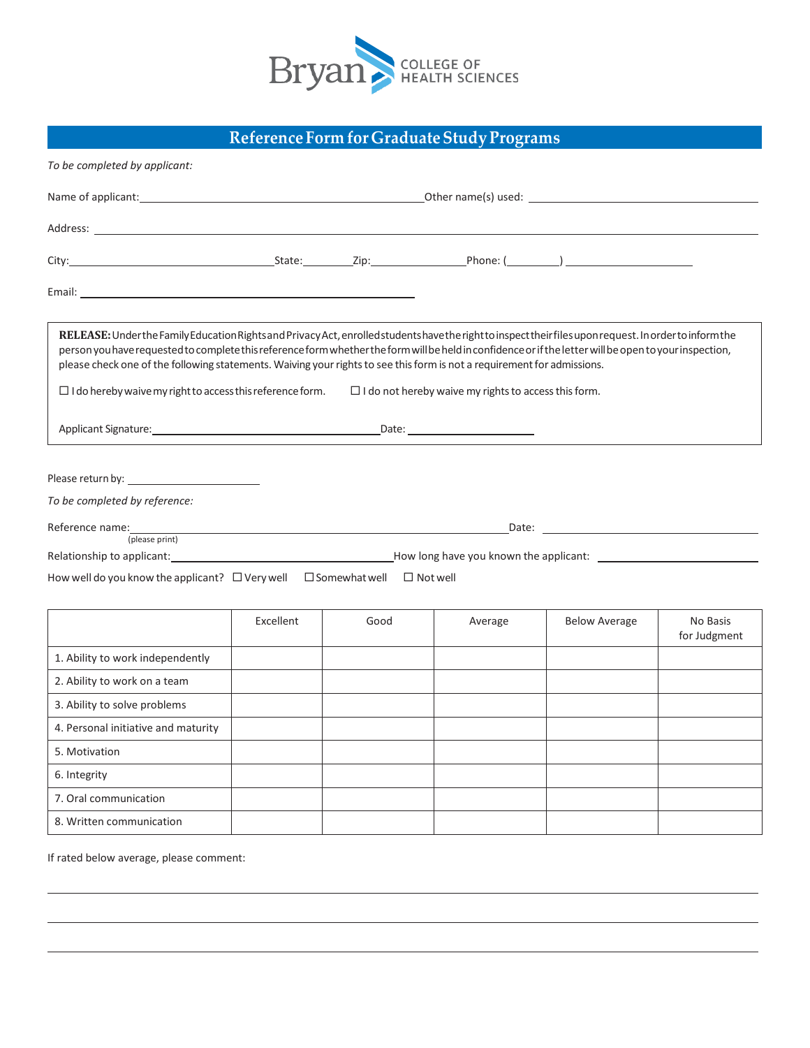Bryan COLLEGE OF HEALTH SCIENCES

# Reference Form for Graduate Study Programs

*To be completed by applicant:*

Name of applicant: ______________________________ Other name(s) used: ______________________________

Address: ____________________________________________________________

City: ______________________ State: ________ Zip: ____________ Phone: (________) ________________

Email: ______________________________________

**RELEASE:** Under the Family Education Rights and Privacy Act, enrolled students have the right to inspect their files upon request. In order to inform the person you have requested to complete this reference form whether the form will be held in confidence or if the letter will be open to your inspection, please check one of the following statements. Waiving your rights to see this form is not a requirement for admissions.

☐ I do hereby waive my right to access this reference form. ☐ I do not hereby waive my rights to access this form.

Applicant Signature: ______________________________ Date: ________________

Please return by: ________________

*To be completed by reference:*

Reference name: ______________________________ Date: ________________
(please print)

Relationship to applicant: ______________________________ How long have you known the applicant: ________________

How well do you know the applicant? ☐ Very well ☐ Somewhat well ☐ Not well

| | Excellent | Good | Average | Below Average | No Basis for Judgment |
|---|---|---|---|---|---|
| 1. Ability to work independently | | | | | |
| 2. Ability to work on a team | | | | | |
| 3. Ability to solve problems | | | | | |
| 4. Personal initiative and maturity | | | | | |
| 5. Motivation | | | | | |
| 6. Integrity | | | | | |
| 7. Oral communication | | | | | |
| 8. Written communication | | | | | |

If rated below average, please comment:

____________________________________________________________

____________________________________________________________

____________________________________________________________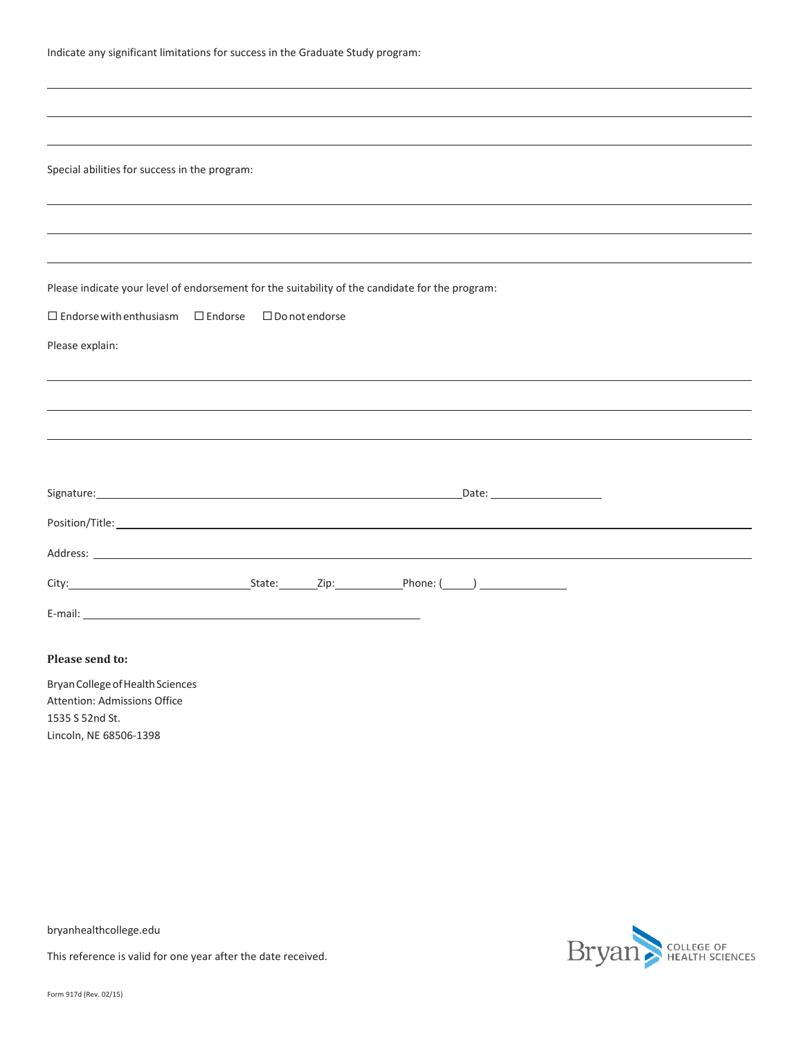Indicate any significant limitations for success in the Graduate Study program:

Special abilities for success in the program:

Please indicate your level of endorsement for the suitability of the candidate for the program:

☐ Endorse with enthusiasm ☐ Endorse ☐ Do not endorse

Please explain:

Signature: ____________________ Date: __________

Position/Title: ____________________

Address: ____________________

City: __________ State: ____ Zip: ______ Phone: (____) __________

E-mail: ____________________

**Please send to:**

Bryan College of Health Sciences
Attention: Admissions Office
1535 S 52nd St.
Lincoln, NE 68506-1398

bryanhealthcollege.edu

This reference is valid for one year after the date received.

Bryan COLLEGE OF HEALTH SCIENCES

Form 917d (Rev. 02/15)